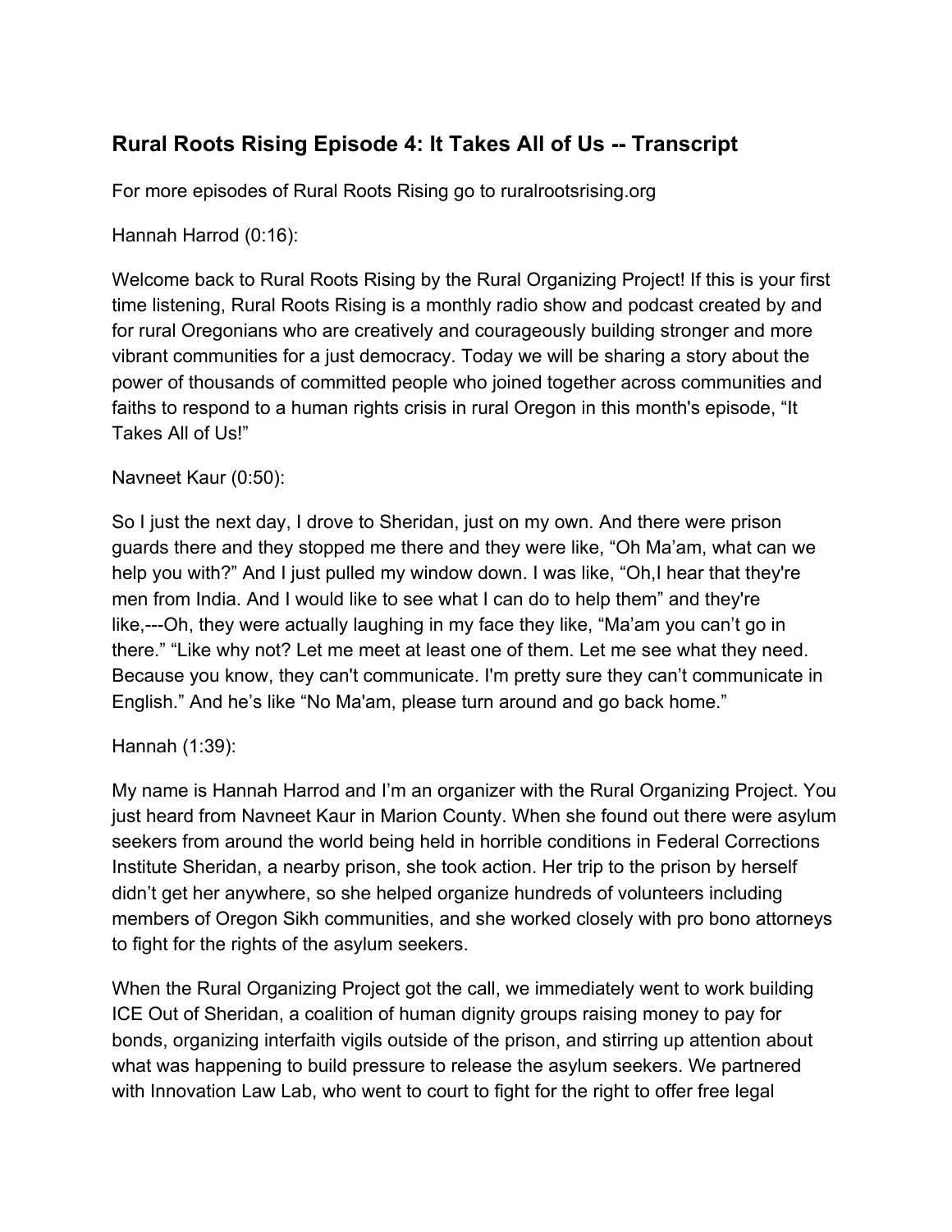## Rural Roots Rising Episode 4: It Takes All of Us -- Transcript

For more episodes of Rural Roots Rising go to ruralrootsrising.org

Hannah Harrod (0:16):

Welcome back to Rural Roots Rising by the Rural Organizing Project! If this is your first time listening, Rural Roots Rising is a monthly radio show and podcast created by and for rural Oregonians who are creatively and courageously building stronger and more vibrant communities for a just democracy. Today we will be sharing a story about the power of thousands of committed people who joined together across communities and faiths to respond to a human rights crisis in rural Oregon in this month's episode, “It Takes All of Us!”

Navneet Kaur (0:50):

So I just the next day, I drove to Sheridan, just on my own. And there were prison guards there and they stopped me there and they were like, “Oh Ma’am, what can we help you with?” And I just pulled my window down. I was like, “Oh,I hear that they're men from India. And I would like to see what I can do to help them” and they're like,---Oh, they were actually laughing in my face they like, “Ma’am you can’t go in there.” “Like why not? Let me meet at least one of them. Let me see what they need. Because you know, they can't communicate. I'm pretty sure they can’t communicate in English.” And he’s like “No Ma'am, please turn around and go back home.”

Hannah (1:39):

My name is Hannah Harrod and I’m an organizer with the Rural Organizing Project. You just heard from Navneet Kaur in Marion County. When she found out there were asylum seekers from around the world being held in horrible conditions in Federal Corrections Institute Sheridan, a nearby prison, she took action. Her trip to the prison by herself didn’t get her anywhere, so she helped organize hundreds of volunteers including members of Oregon Sikh communities, and she worked closely with pro bono attorneys to fight for the rights of the asylum seekers.

When the Rural Organizing Project got the call, we immediately went to work building ICE Out of Sheridan, a coalition of human dignity groups raising money to pay for bonds, organizing interfaith vigils outside of the prison, and stirring up attention about what was happening to build pressure to release the asylum seekers. We partnered with Innovation Law Lab, who went to court to fight for the right to offer free legal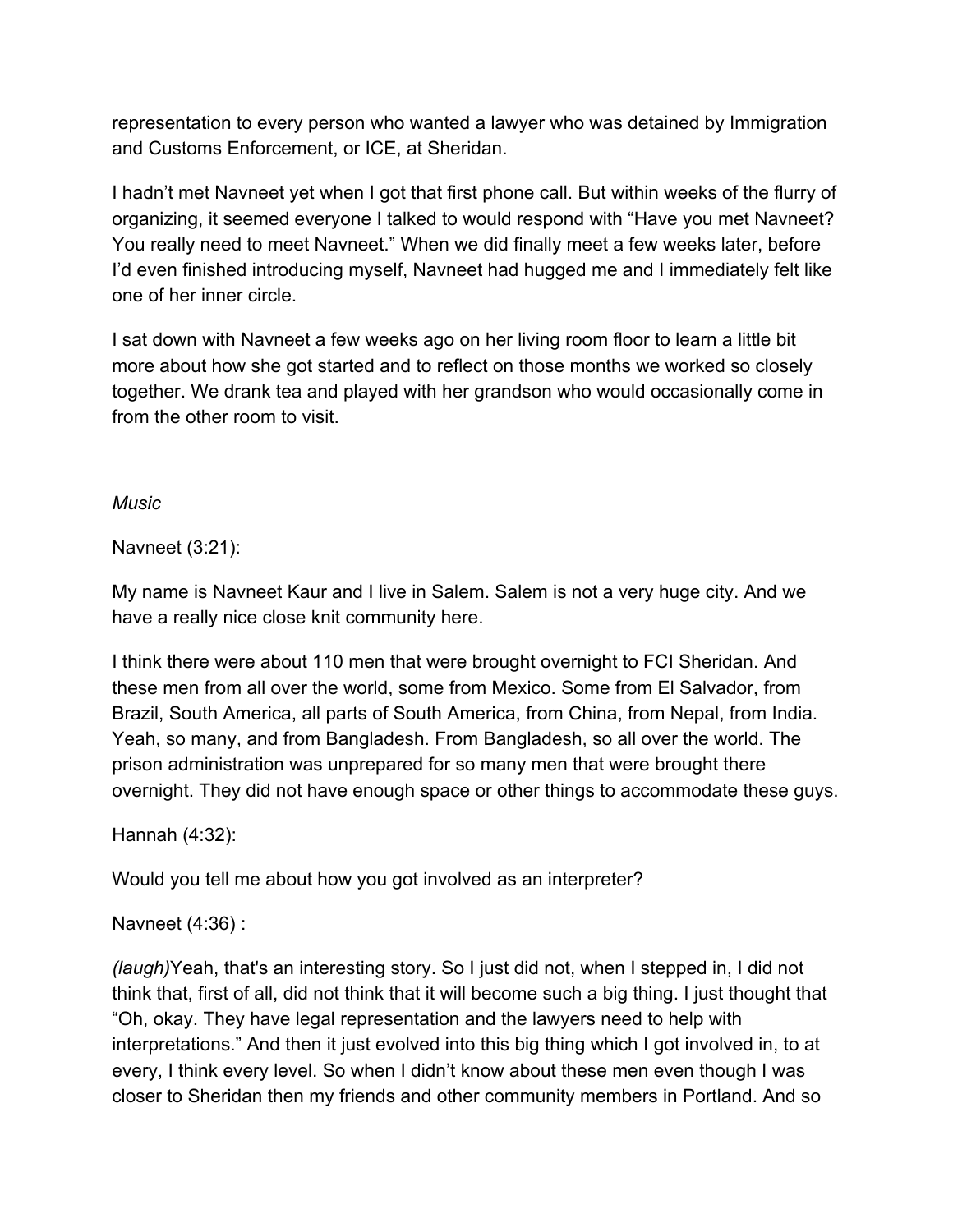representation to every person who wanted a lawyer who was detained by Immigration and Customs Enforcement, or ICE, at Sheridan.

I hadn't met Navneet yet when I got that first phone call. But within weeks of the flurry of organizing, it seemed everyone I talked to would respond with "Have you met Navneet? You really need to meet Navneet." When we did finally meet a few weeks later, before I'd even finished introducing myself, Navneet had hugged me and I immediately felt like one of her inner circle.

I sat down with Navneet a few weeks ago on her living room floor to learn a little bit more about how she got started and to reflect on those months we worked so closely together. We drank tea and played with her grandson who would occasionally come in from the other room to visit.

*Music*

Navneet (3:21):

My name is Navneet Kaur and I live in Salem. Salem is not a very huge city. And we have a really nice close knit community here.

I think there were about 110 men that were brought overnight to FCI Sheridan. And these men from all over the world, some from Mexico. Some from El Salvador, from Brazil, South America, all parts of South America, from China, from Nepal, from India. Yeah, so many, and from Bangladesh. From Bangladesh, so all over the world. The prison administration was unprepared for so many men that were brought there overnight. They did not have enough space or other things to accommodate these guys.

Hannah (4:32):

Would you tell me about how you got involved as an interpreter?

Navneet (4:36) :

*(laugh)*Yeah, that's an interesting story. So I just did not, when I stepped in, I did not think that, first of all, did not think that it will become such a big thing. I just thought that "Oh, okay. They have legal representation and the lawyers need to help with interpretations." And then it just evolved into this big thing which I got involved in, to at every, I think every level. So when I didn't know about these men even though I was closer to Sheridan then my friends and other community members in Portland. And so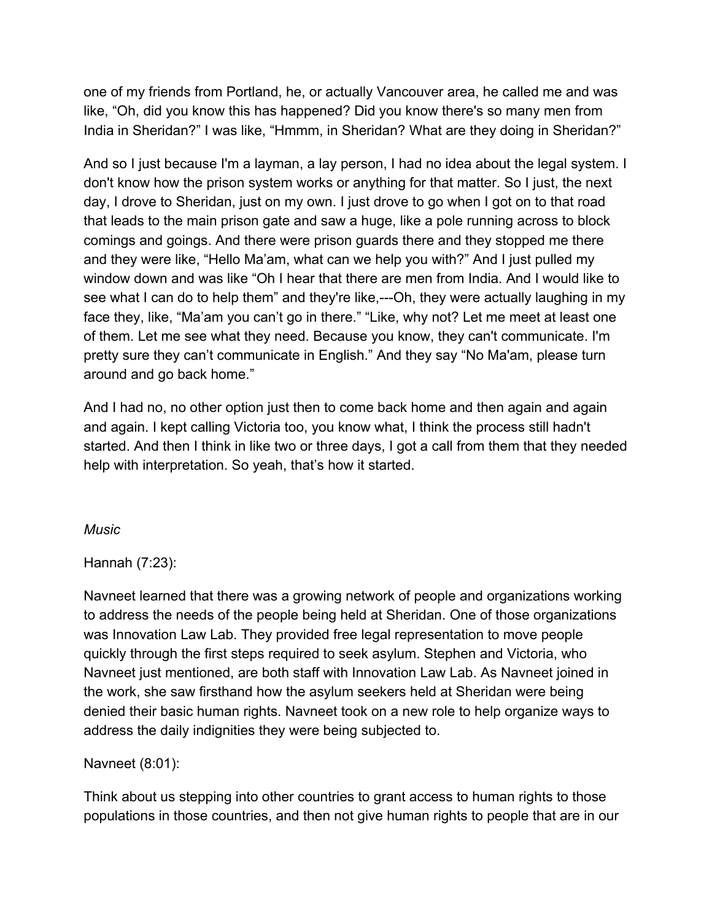one of my friends from Portland, he, or actually Vancouver area, he called me and was like, “Oh, did you know this has happened? Did you know there's so many men from India in Sheridan?” I was like, “Hmmm, in Sheridan? What are they doing in Sheridan?”

And so I just because I'm a layman, a lay person, I had no idea about the legal system. I don't know how the prison system works or anything for that matter. So I just, the next day, I drove to Sheridan, just on my own. I just drove to go when I got on to that road that leads to the main prison gate and saw a huge, like a pole running across to block comings and goings. And there were prison guards there and they stopped me there and they were like, “Hello Ma’am, what can we help you with?” And I just pulled my window down and was like “Oh I hear that there are men from India. And I would like to see what I can do to help them” and they're like,---Oh, they were actually laughing in my face they, like, “Ma’am you can’t go in there.” “Like, why not? Let me meet at least one of them. Let me see what they need. Because you know, they can't communicate. I'm pretty sure they can’t communicate in English.” And they say “No Ma'am, please turn around and go back home.”

And I had no, no other option just then to come back home and then again and again and again. I kept calling Victoria too, you know what, I think the process still hadn't started. And then I think in like two or three days, I got a call from them that they needed help with interpretation. So yeah, that’s how it started.

*Music*

Hannah (7:23):

Navneet learned that there was a growing network of people and organizations working to address the needs of the people being held at Sheridan. One of those organizations was Innovation Law Lab. They provided free legal representation to move people quickly through the first steps required to seek asylum. Stephen and Victoria, who Navneet just mentioned, are both staff with Innovation Law Lab. As Navneet joined in the work, she saw firsthand how the asylum seekers held at Sheridan were being denied their basic human rights. Navneet took on a new role to help organize ways to address the daily indignities they were being subjected to.

Navneet (8:01):

Think about us stepping into other countries to grant access to human rights to those populations in those countries, and then not give human rights to people that are in our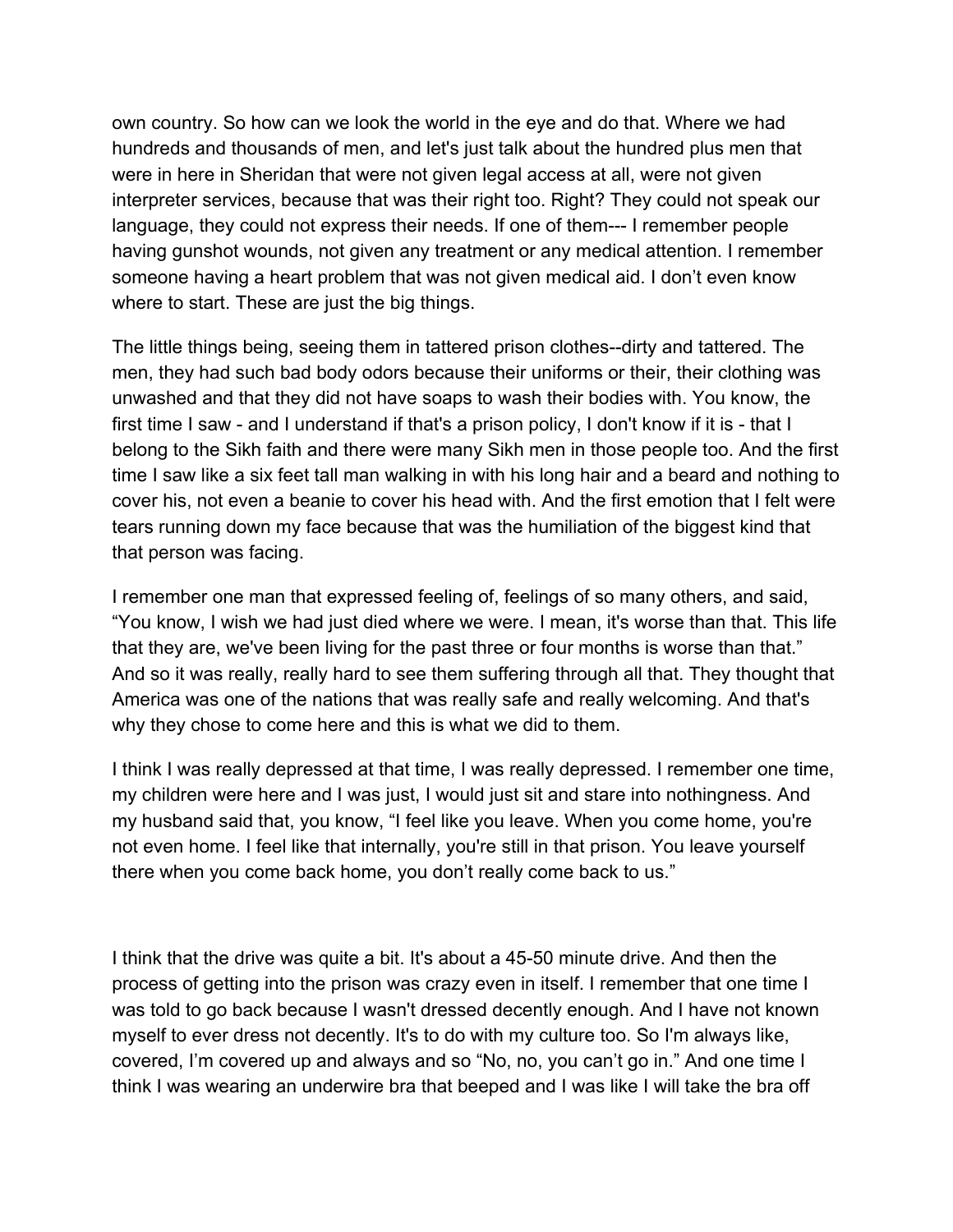own country. So how can we look the world in the eye and do that. Where we had hundreds and thousands of men, and let's just talk about the hundred plus men that were in here in Sheridan that were not given legal access at all, were not given interpreter services, because that was their right too. Right? They could not speak our language, they could not express their needs. If one of them--- I remember people having gunshot wounds, not given any treatment or any medical attention. I remember someone having a heart problem that was not given medical aid. I don't even know where to start. These are just the big things.

The little things being, seeing them in tattered prison clothes--dirty and tattered. The men, they had such bad body odors because their uniforms or their, their clothing was unwashed and that they did not have soaps to wash their bodies with. You know, the first time I saw - and I understand if that's a prison policy, I don't know if it is - that I belong to the Sikh faith and there were many Sikh men in those people too. And the first time I saw like a six feet tall man walking in with his long hair and a beard and nothing to cover his, not even a beanie to cover his head with. And the first emotion that I felt were tears running down my face because that was the humiliation of the biggest kind that that person was facing.

I remember one man that expressed feeling of, feelings of so many others, and said, "You know, I wish we had just died where we were. I mean, it's worse than that. This life that they are, we've been living for the past three or four months is worse than that." And so it was really, really hard to see them suffering through all that. They thought that America was one of the nations that was really safe and really welcoming. And that's why they chose to come here and this is what we did to them.

I think I was really depressed at that time, I was really depressed. I remember one time, my children were here and I was just, I would just sit and stare into nothingness. And my husband said that, you know, "I feel like you leave. When you come home, you're not even home. I feel like that internally, you're still in that prison. You leave yourself there when you come back home, you don't really come back to us."

I think that the drive was quite a bit. It's about a 45-50 minute drive. And then the process of getting into the prison was crazy even in itself. I remember that one time I was told to go back because I wasn't dressed decently enough. And I have not known myself to ever dress not decently. It's to do with my culture too. So I'm always like, covered, I'm covered up and always and so "No, no, you can't go in." And one time I think I was wearing an underwire bra that beeped and I was like I will take the bra off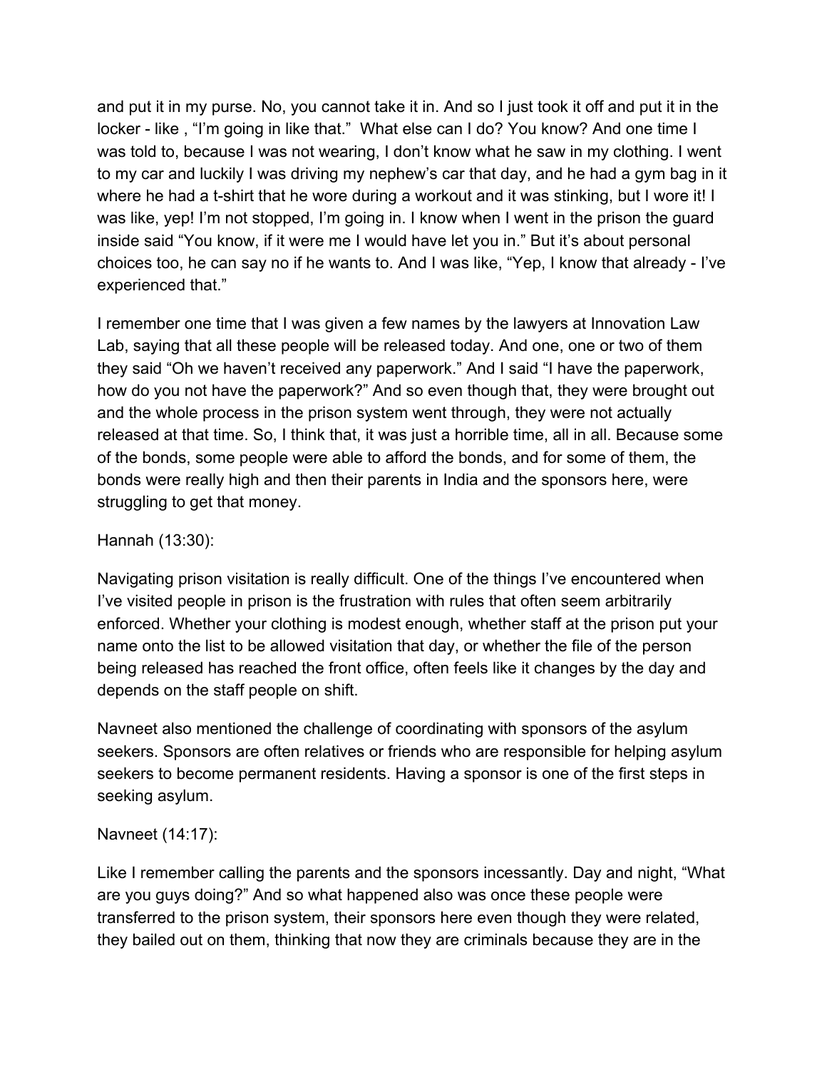and put it in my purse. No, you cannot take it in. And so I just took it off and put it in the locker - like , "I'm going in like that." What else can I do? You know? And one time I was told to, because I was not wearing, I don't know what he saw in my clothing. I went to my car and luckily I was driving my nephew's car that day, and he had a gym bag in it where he had a t-shirt that he wore during a workout and it was stinking, but I wore it! I was like, yep! I'm not stopped, I'm going in. I know when I went in the prison the guard inside said "You know, if it were me I would have let you in." But it's about personal choices too, he can say no if he wants to. And I was like, "Yep, I know that already - I've experienced that."

I remember one time that I was given a few names by the lawyers at Innovation Law Lab, saying that all these people will be released today. And one, one or two of them they said "Oh we haven't received any paperwork." And I said "I have the paperwork, how do you not have the paperwork?" And so even though that, they were brought out and the whole process in the prison system went through, they were not actually released at that time. So, I think that, it was just a horrible time, all in all. Because some of the bonds, some people were able to afford the bonds, and for some of them, the bonds were really high and then their parents in India and the sponsors here, were struggling to get that money.

Hannah (13:30):

Navigating prison visitation is really difficult. One of the things I've encountered when I've visited people in prison is the frustration with rules that often seem arbitrarily enforced. Whether your clothing is modest enough, whether staff at the prison put your name onto the list to be allowed visitation that day, or whether the file of the person being released has reached the front office, often feels like it changes by the day and depends on the staff people on shift.

Navneet also mentioned the challenge of coordinating with sponsors of the asylum seekers. Sponsors are often relatives or friends who are responsible for helping asylum seekers to become permanent residents. Having a sponsor is one of the first steps in seeking asylum.

Navneet (14:17):

Like I remember calling the parents and the sponsors incessantly. Day and night, "What are you guys doing?" And so what happened also was once these people were transferred to the prison system, their sponsors here even though they were related, they bailed out on them, thinking that now they are criminals because they are in the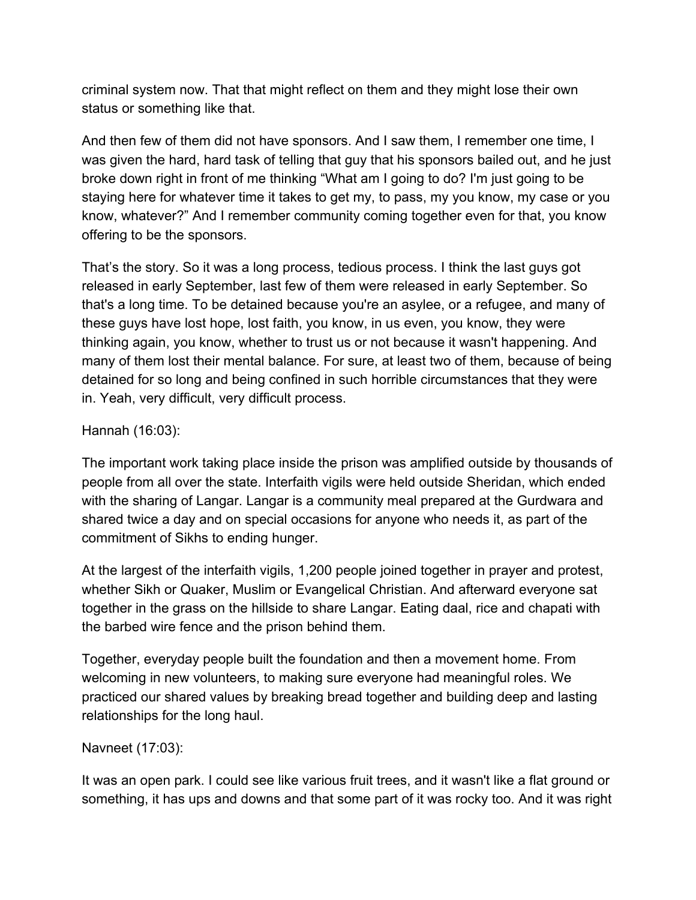criminal system now. That that might reflect on them and they might lose their own status or something like that.

And then few of them did not have sponsors. And I saw them, I remember one time, I was given the hard, hard task of telling that guy that his sponsors bailed out, and he just broke down right in front of me thinking "What am I going to do? I'm just going to be staying here for whatever time it takes to get my, to pass, my you know, my case or you know, whatever?" And I remember community coming together even for that, you know offering to be the sponsors.

That's the story. So it was a long process, tedious process. I think the last guys got released in early September, last few of them were released in early September. So that's a long time. To be detained because you're an asylee, or a refugee, and many of these guys have lost hope, lost faith, you know, in us even, you know, they were thinking again, you know, whether to trust us or not because it wasn't happening. And many of them lost their mental balance. For sure, at least two of them, because of being detained for so long and being confined in such horrible circumstances that they were in. Yeah, very difficult, very difficult process.

Hannah (16:03):

The important work taking place inside the prison was amplified outside by thousands of people from all over the state. Interfaith vigils were held outside Sheridan, which ended with the sharing of Langar. Langar is a community meal prepared at the Gurdwara and shared twice a day and on special occasions for anyone who needs it, as part of the commitment of Sikhs to ending hunger.

At the largest of the interfaith vigils, 1,200 people joined together in prayer and protest, whether Sikh or Quaker, Muslim or Evangelical Christian. And afterward everyone sat together in the grass on the hillside to share Langar. Eating daal, rice and chapati with the barbed wire fence and the prison behind them.

Together, everyday people built the foundation and then a movement home. From welcoming in new volunteers, to making sure everyone had meaningful roles. We practiced our shared values by breaking bread together and building deep and lasting relationships for the long haul.

Navneet (17:03):

It was an open park. I could see like various fruit trees, and it wasn't like a flat ground or something, it has ups and downs and that some part of it was rocky too. And it was right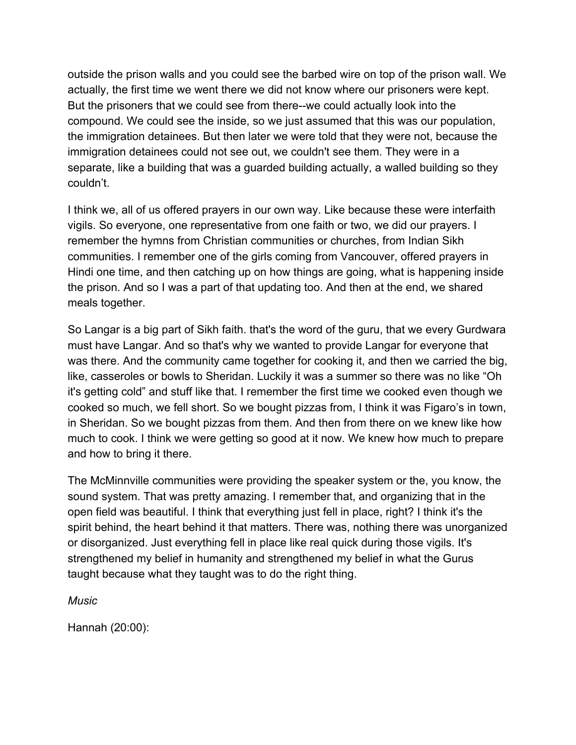outside the prison walls and you could see the barbed wire on top of the prison wall. We actually, the first time we went there we did not know where our prisoners were kept. But the prisoners that we could see from there--we could actually look into the compound. We could see the inside, so we just assumed that this was our population, the immigration detainees. But then later we were told that they were not, because the immigration detainees could not see out, we couldn't see them. They were in a separate, like a building that was a guarded building actually, a walled building so they couldn't.

I think we, all of us offered prayers in our own way. Like because these were interfaith vigils. So everyone, one representative from one faith or two, we did our prayers. I remember the hymns from Christian communities or churches, from Indian Sikh communities. I remember one of the girls coming from Vancouver, offered prayers in Hindi one time, and then catching up on how things are going, what is happening inside the prison. And so I was a part of that updating too. And then at the end, we shared meals together.

So Langar is a big part of Sikh faith. that's the word of the guru, that we every Gurdwara must have Langar. And so that's why we wanted to provide Langar for everyone that was there. And the community came together for cooking it, and then we carried the big, like, casseroles or bowls to Sheridan. Luckily it was a summer so there was no like "Oh it's getting cold" and stuff like that. I remember the first time we cooked even though we cooked so much, we fell short. So we bought pizzas from, I think it was Figaro's in town, in Sheridan. So we bought pizzas from them. And then from there on we knew like how much to cook. I think we were getting so good at it now. We knew how much to prepare and how to bring it there.

The McMinnville communities were providing the speaker system or the, you know, the sound system. That was pretty amazing. I remember that, and organizing that in the open field was beautiful. I think that everything just fell in place, right? I think it's the spirit behind, the heart behind it that matters. There was, nothing there was unorganized or disorganized. Just everything fell in place like real quick during those vigils. It's strengthened my belief in humanity and strengthened my belief in what the Gurus taught because what they taught was to do the right thing.

*Music*

Hannah (20:00):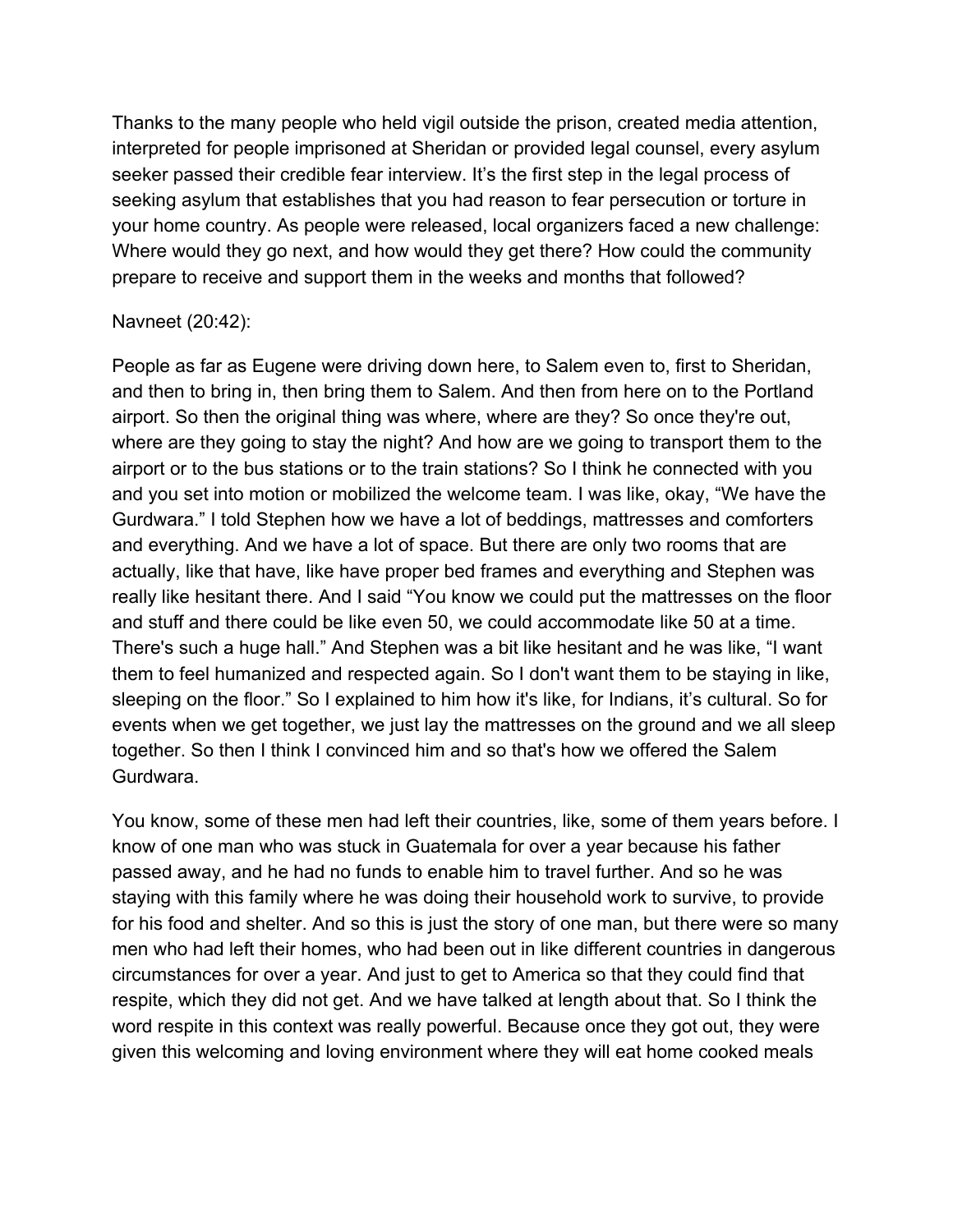Thanks to the many people who held vigil outside the prison, created media attention, interpreted for people imprisoned at Sheridan or provided legal counsel, every asylum seeker passed their credible fear interview. It's the first step in the legal process of seeking asylum that establishes that you had reason to fear persecution or torture in your home country. As people were released, local organizers faced a new challenge: Where would they go next, and how would they get there? How could the community prepare to receive and support them in the weeks and months that followed?

Navneet (20:42):

People as far as Eugene were driving down here, to Salem even to, first to Sheridan, and then to bring in, then bring them to Salem. And then from here on to the Portland airport. So then the original thing was where, where are they? So once they're out, where are they going to stay the night? And how are we going to transport them to the airport or to the bus stations or to the train stations? So I think he connected with you and you set into motion or mobilized the welcome team. I was like, okay, "We have the Gurdwara." I told Stephen how we have a lot of beddings, mattresses and comforters and everything. And we have a lot of space. But there are only two rooms that are actually, like that have, like have proper bed frames and everything and Stephen was really like hesitant there. And I said "You know we could put the mattresses on the floor and stuff and there could be like even 50, we could accommodate like 50 at a time. There's such a huge hall." And Stephen was a bit like hesitant and he was like, "I want them to feel humanized and respected again. So I don't want them to be staying in like, sleeping on the floor." So I explained to him how it's like, for Indians, it's cultural. So for events when we get together, we just lay the mattresses on the ground and we all sleep together. So then I think I convinced him and so that's how we offered the Salem Gurdwara.

You know, some of these men had left their countries, like, some of them years before. I know of one man who was stuck in Guatemala for over a year because his father passed away, and he had no funds to enable him to travel further. And so he was staying with this family where he was doing their household work to survive, to provide for his food and shelter. And so this is just the story of one man, but there were so many men who had left their homes, who had been out in like different countries in dangerous circumstances for over a year. And just to get to America so that they could find that respite, which they did not get. And we have talked at length about that. So I think the word respite in this context was really powerful. Because once they got out, they were given this welcoming and loving environment where they will eat home cooked meals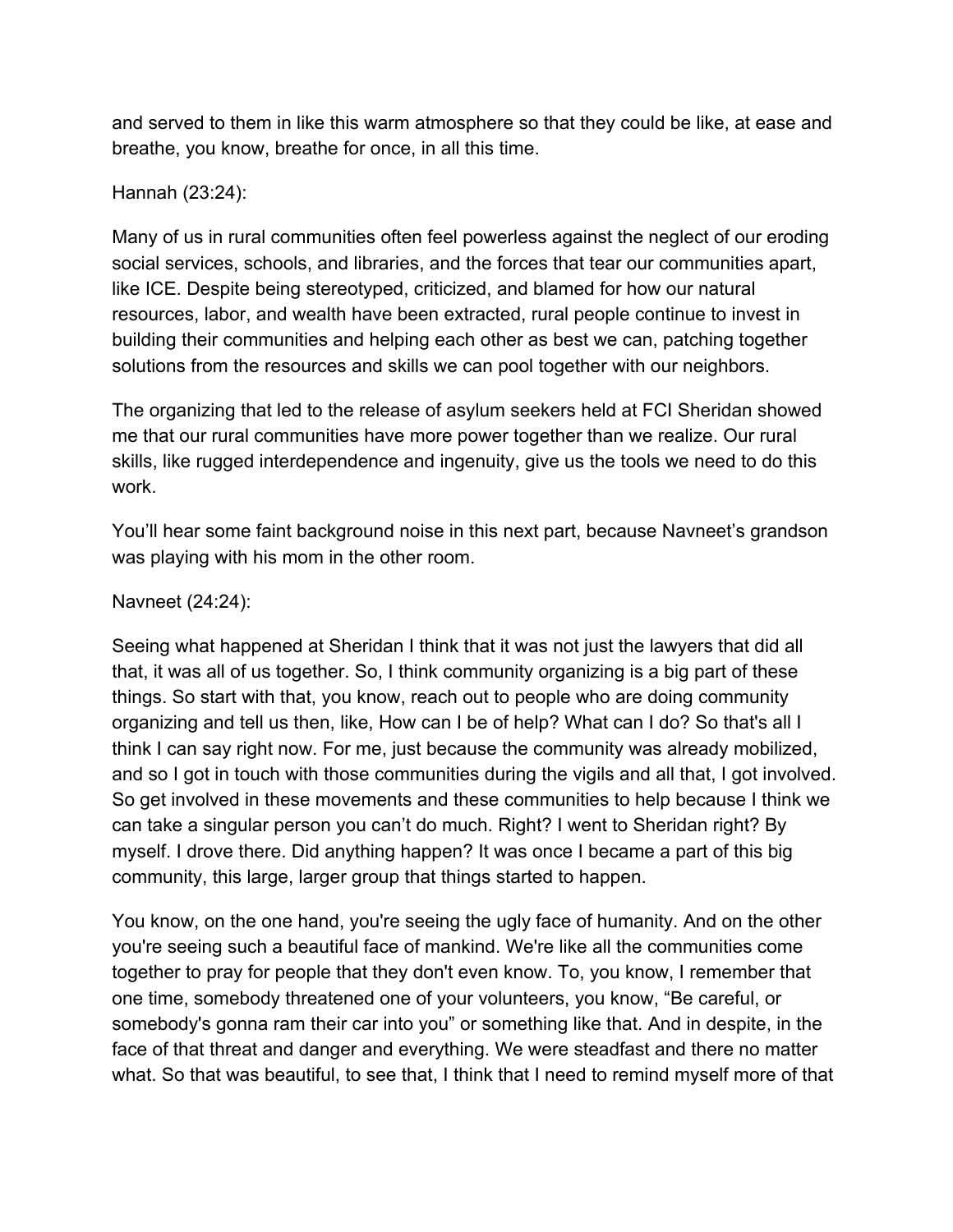and served to them in like this warm atmosphere so that they could be like, at ease and breathe, you know, breathe for once, in all this time.

Hannah (23:24):

Many of us in rural communities often feel powerless against the neglect of our eroding social services, schools, and libraries, and the forces that tear our communities apart, like ICE. Despite being stereotyped, criticized, and blamed for how our natural resources, labor, and wealth have been extracted, rural people continue to invest in building their communities and helping each other as best we can, patching together solutions from the resources and skills we can pool together with our neighbors.

The organizing that led to the release of asylum seekers held at FCI Sheridan showed me that our rural communities have more power together than we realize. Our rural skills, like rugged interdependence and ingenuity, give us the tools we need to do this work.

You'll hear some faint background noise in this next part, because Navneet's grandson was playing with his mom in the other room.

Navneet (24:24):

Seeing what happened at Sheridan I think that it was not just the lawyers that did all that, it was all of us together. So, I think community organizing is a big part of these things. So start with that, you know, reach out to people who are doing community organizing and tell us then, like, How can I be of help? What can I do? So that's all I think I can say right now. For me, just because the community was already mobilized, and so I got in touch with those communities during the vigils and all that, I got involved. So get involved in these movements and these communities to help because I think we can take a singular person you can't do much. Right? I went to Sheridan right? By myself. I drove there. Did anything happen? It was once I became a part of this big community, this large, larger group that things started to happen.

You know, on the one hand, you're seeing the ugly face of humanity. And on the other you're seeing such a beautiful face of mankind. We're like all the communities come together to pray for people that they don't even know. To, you know, I remember that one time, somebody threatened one of your volunteers, you know, "Be careful, or somebody's gonna ram their car into you" or something like that. And in despite, in the face of that threat and danger and everything. We were steadfast and there no matter what. So that was beautiful, to see that, I think that I need to remind myself more of that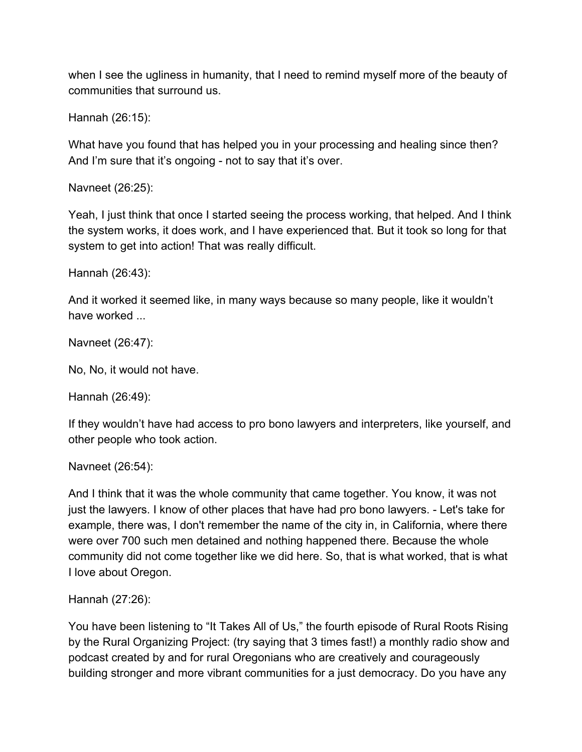when I see the ugliness in humanity, that I need to remind myself more of the beauty of communities that surround us.

Hannah (26:15):

What have you found that has helped you in your processing and healing since then? And I'm sure that it's ongoing - not to say that it's over.

Navneet (26:25):

Yeah, I just think that once I started seeing the process working, that helped. And I think the system works, it does work, and I have experienced that. But it took so long for that system to get into action! That was really difficult.

Hannah (26:43):

And it worked it seemed like, in many ways because so many people, like it wouldn't have worked ...

Navneet (26:47):

No, No, it would not have.

Hannah (26:49):

If they wouldn't have had access to pro bono lawyers and interpreters, like yourself, and other people who took action.

Navneet (26:54):

And I think that it was the whole community that came together. You know, it was not just the lawyers. I know of other places that have had pro bono lawyers. - Let's take for example, there was, I don't remember the name of the city in, in California, where there were over 700 such men detained and nothing happened there. Because the whole community did not come together like we did here. So, that is what worked, that is what I love about Oregon.

Hannah (27:26):

You have been listening to "It Takes All of Us," the fourth episode of Rural Roots Rising by the Rural Organizing Project: (try saying that 3 times fast!) a monthly radio show and podcast created by and for rural Oregonians who are creatively and courageously building stronger and more vibrant communities for a just democracy. Do you have any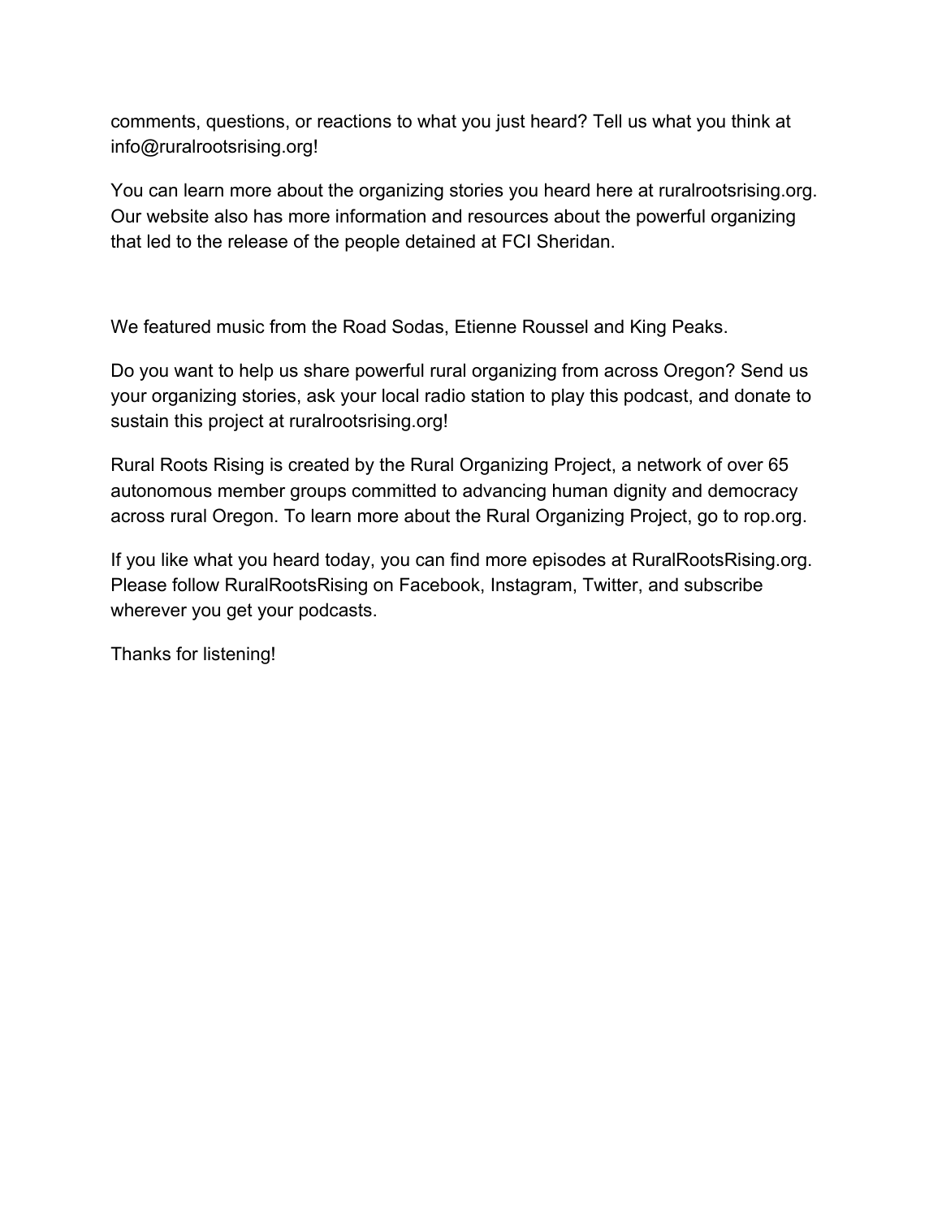comments, questions, or reactions to what you just heard? Tell us what you think at info@ruralrootsrising.org!

You can learn more about the organizing stories you heard here at ruralrootsrising.org. Our website also has more information and resources about the powerful organizing that led to the release of the people detained at FCI Sheridan.

We featured music from the Road Sodas, Etienne Roussel and King Peaks.

Do you want to help us share powerful rural organizing from across Oregon? Send us your organizing stories, ask your local radio station to play this podcast, and donate to sustain this project at ruralrootsrising.org!

Rural Roots Rising is created by the Rural Organizing Project, a network of over 65 autonomous member groups committed to advancing human dignity and democracy across rural Oregon. To learn more about the Rural Organizing Project, go to rop.org.

If you like what you heard today, you can find more episodes at RuralRootsRising.org. Please follow RuralRootsRising on Facebook, Instagram, Twitter, and subscribe wherever you get your podcasts.

Thanks for listening!